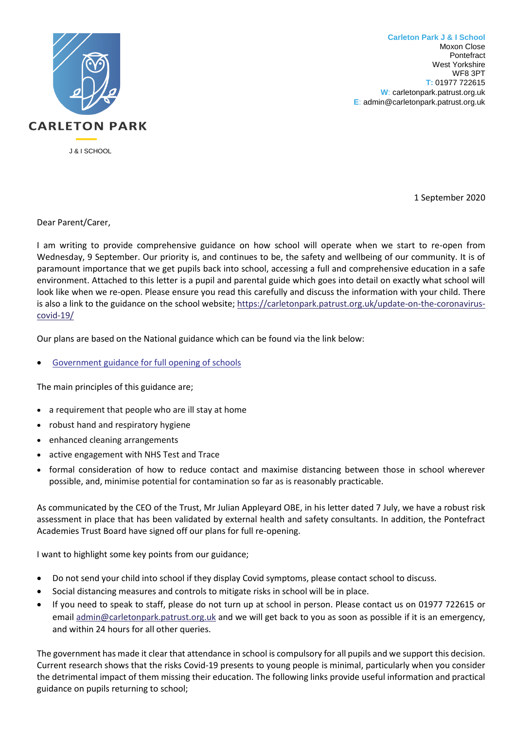**CARLETON PARK**

J & I SCHOOL

**Carleton Park J & I School**
Moxon Close
Pontefract
West Yorkshire
WF8 3PT
T: 01977 722615
W: carletonpark.patrust.org.uk
E: admin@carletonpark.patrust.org.uk

1 September 2020

Dear Parent/Carer,

I am writing to provide comprehensive guidance on how school will operate when we start to re-open from Wednesday, 9 September. Our priority is, and continues to be, the safety and wellbeing of our community. It is of paramount importance that we get pupils back into school, accessing a full and comprehensive education in a safe environment. Attached to this letter is a pupil and parental guide which goes into detail on exactly what school will look like when we re-open. Please ensure you read this carefully and discuss the information with your child. There is also a link to the guidance on the school website; https://carletonpark.patrust.org.uk/update-on-the-coronavirus-covid-19/

Our plans are based on the National guidance which can be found via the link below:

- Government guidance for full opening of schools

The main principles of this guidance are;

- a requirement that people who are ill stay at home
- robust hand and respiratory hygiene
- enhanced cleaning arrangements
- active engagement with NHS Test and Trace
- formal consideration of how to reduce contact and maximise distancing between those in school wherever possible, and, minimise potential for contamination so far as is reasonably practicable.

As communicated by the CEO of the Trust, Mr Julian Appleyard OBE, in his letter dated 7 July, we have a robust risk assessment in place that has been validated by external health and safety consultants. In addition, the Pontefract Academies Trust Board have signed off our plans for full re-opening.

I want to highlight some key points from our guidance;

- Do not send your child into school if they display Covid symptoms, please contact school to discuss.
- Social distancing measures and controls to mitigate risks in school will be in place.
- If you need to speak to staff, please do not turn up at school in person. Please contact us on 01977 722615 or email admin@carletonpark.patrust.org.uk and we will get back to you as soon as possible if it is an emergency, and within 24 hours for all other queries.

The government has made it clear that attendance in school is compulsory for all pupils and we support this decision. Current research shows that the risks Covid-19 presents to young people is minimal, particularly when you consider the detrimental impact of them missing their education. The following links provide useful information and practical guidance on pupils returning to school;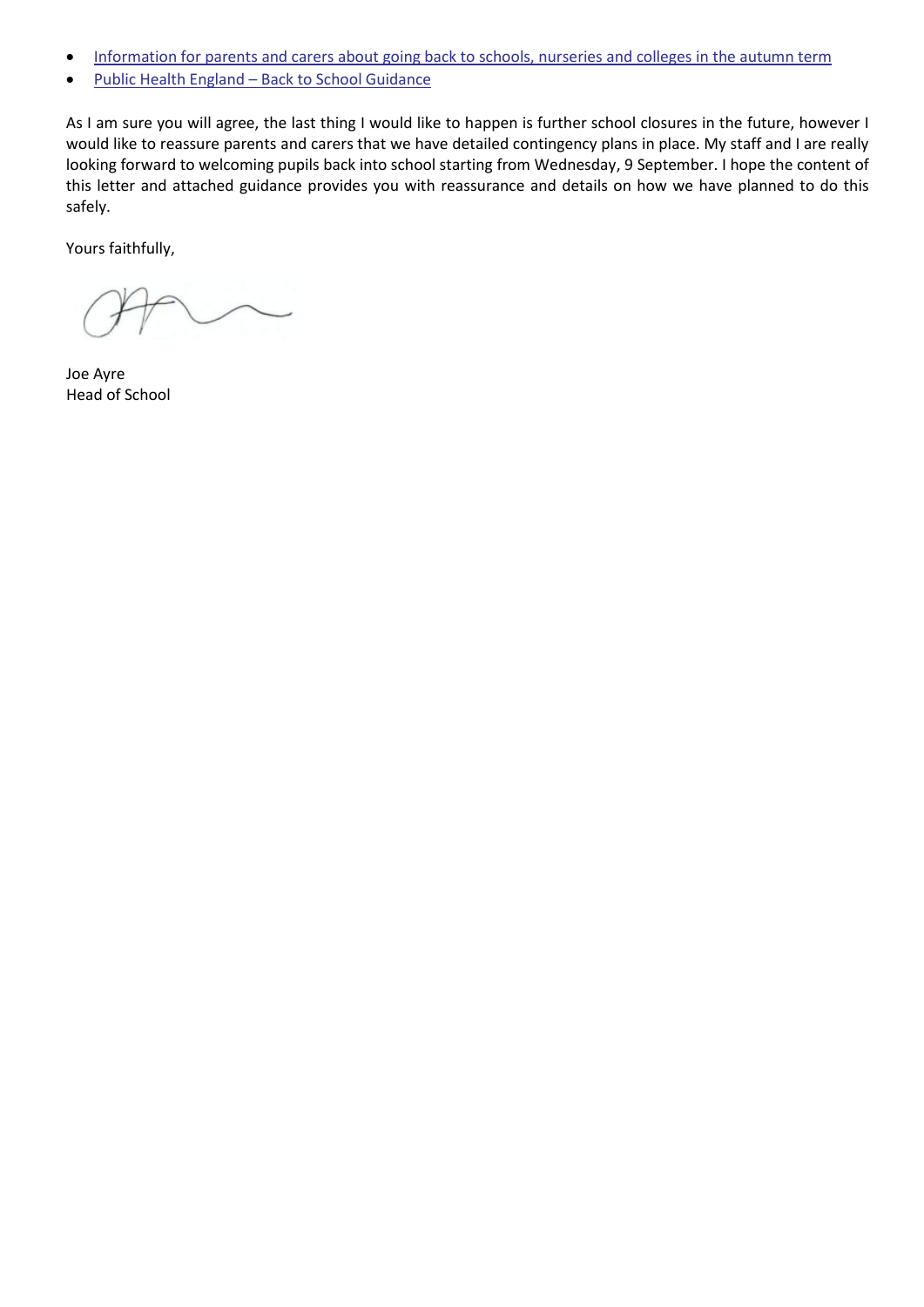- [Information for parents and carers about going back to schools, nurseries and colleges in the autumn term]()
- [Public Health England – Back to School Guidance]()

As I am sure you will agree, the last thing I would like to happen is further school closures in the future, however I would like to reassure parents and carers that we have detailed contingency plans in place. My staff and I are really looking forward to welcoming pupils back into school starting from Wednesday, 9 September. I hope the content of this letter and attached guidance provides you with reassurance and details on how we have planned to do this safely.

Yours faithfully,

Joe Ayre
Head of School